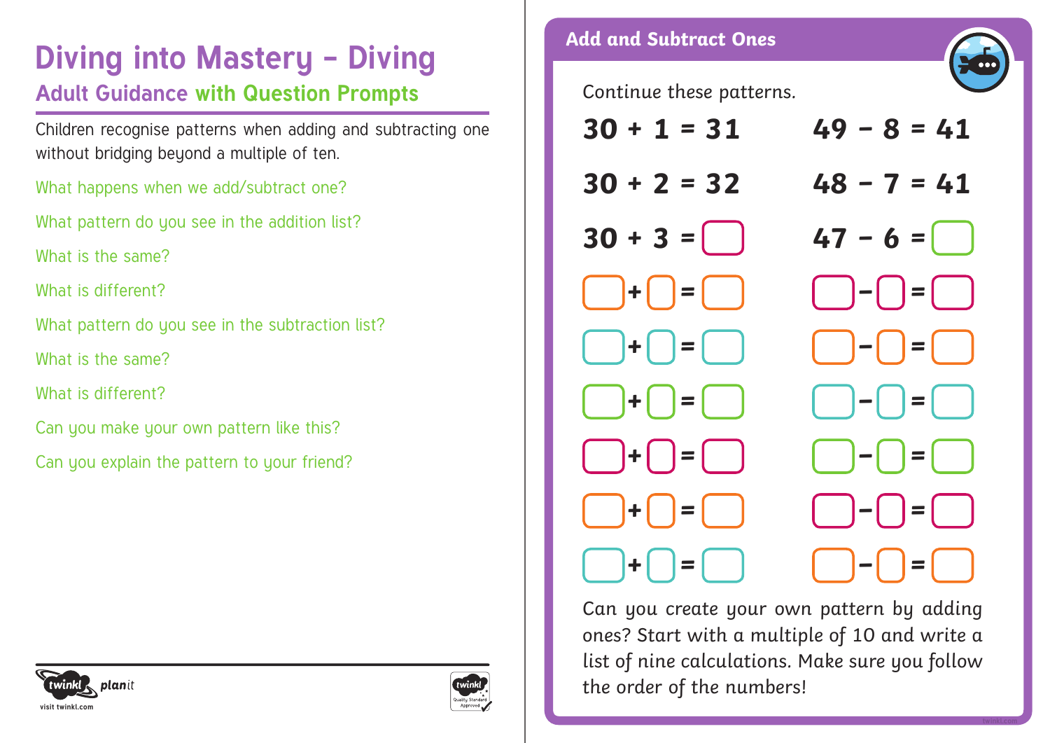# Diving into Mastery – Diving

## Adult Guidance with Question Prompts

Children recognise patterns when adding and subtracting one without bridging beyond a multiple of ten.

What happens when we add/subtract one?

What pattern do you see in the addition list?

What is the same?

What is different?

What pattern do you see in the subtraction list?

What is the same?

What is different?

Can you make your own pattern like this?

Can you explain the pattern to your friend?

## Add and Subtract Ones

Continue these patterns.

| | |
|---|---|
| **30 + 1 = 31** | **49 – 8 = 41** |
| **30 + 2 = 32** | **48 – 7 = 41** |
| **30 + 3 =** ☐ | **47 – 6 =** ☐ |
| ☐ + ☐ = ☐ | ☐ – ☐ = ☐ |
| ☐ + ☐ = ☐ | ☐ – ☐ = ☐ |
| ☐ + ☐ = ☐ | ☐ – ☐ = ☐ |
| ☐ + ☐ = ☐ | ☐ – ☐ = ☐ |
| ☐ + ☐ = ☐ | ☐ – ☐ = ☐ |
| ☐ + ☐ = ☐ | ☐ – ☐ = ☐ |

Can you create your own pattern by adding ones? Start with a multiple of 10 and write a list of nine calculations. Make sure you follow the order of the numbers!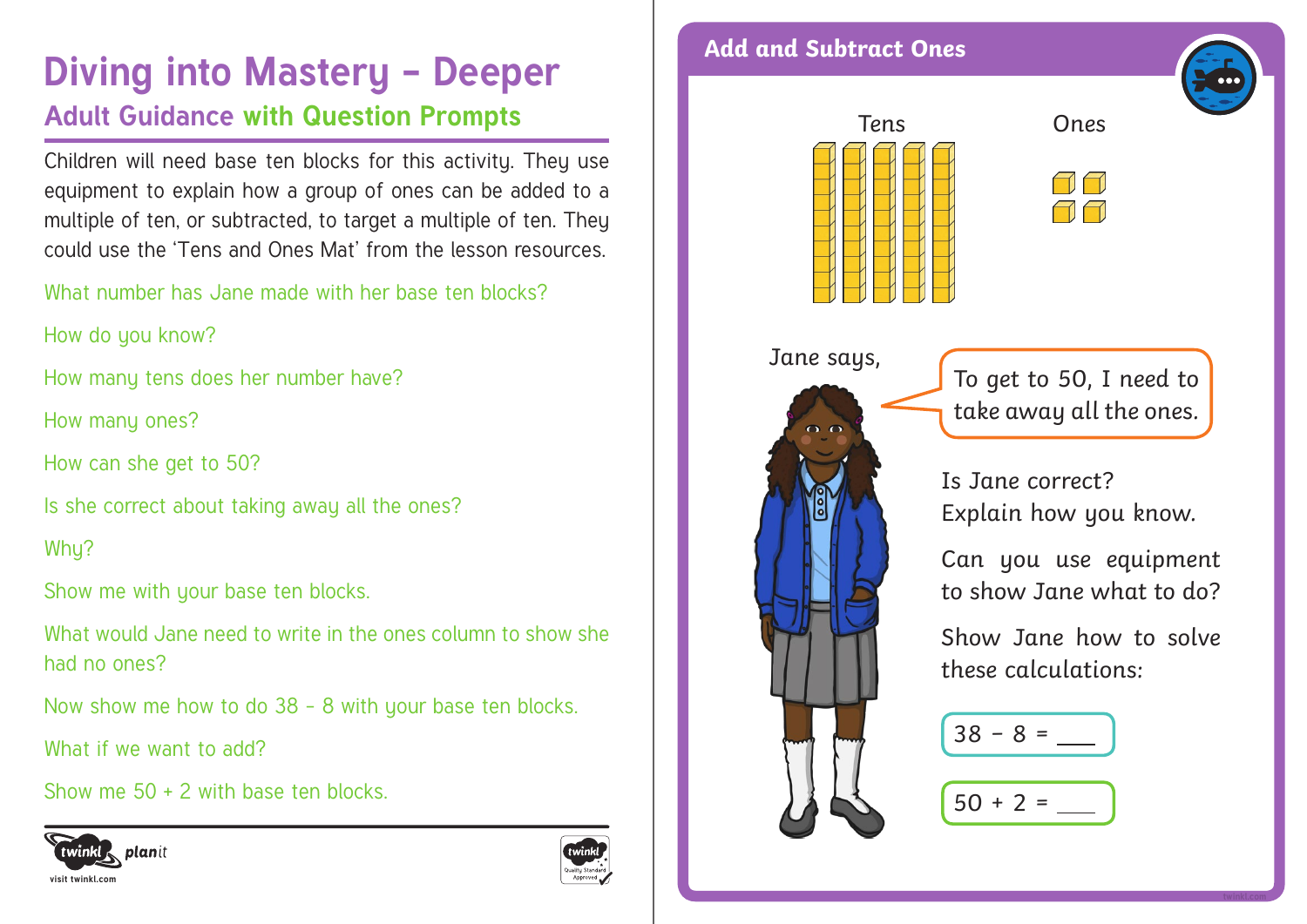# Diving into Mastery – Deeper

## Adult Guidance with Question Prompts

Children will need base ten blocks for this activity. They use equipment to explain how a group of ones can be added to a multiple of ten, or subtracted, to target a multiple of ten. They could use the 'Tens and Ones Mat' from the lesson resources.

What number has Jane made with her base ten blocks?

How do you know?

How many tens does her number have?

How many ones?

How can she get to 50?

Is she correct about taking away all the ones?

Why?

Show me with your base ten blocks.

What would Jane need to write in the ones column to show she had no ones?

Now show me how to do 38 – 8 with your base ten blocks.

What if we want to add?

Show me 50 + 2 with base ten blocks.

## Add and Subtract Ones

Tens | Ones

Jane says,

> To get to 50, I need to take away all the ones.

Is Jane correct?
Explain how you know.

Can you use equipment to show Jane what to do?

Show Jane how to solve these calculations:

38 – 8 = ___

50 + 2 = ___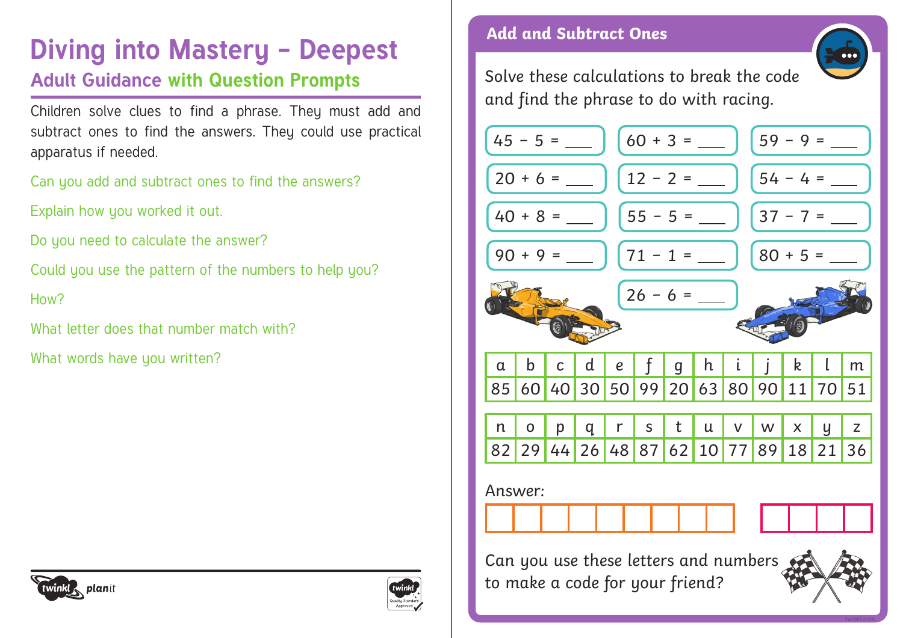# Diving into Mastery – Deepest

## Adult Guidance with Question Prompts

Children solve clues to find a phrase. They must add and subtract ones to find the answers. They could use practical apparatus if needed.

Can you add and subtract ones to find the answers?

Explain how you worked it out.

Do you need to calculate the answer?

Could you use the pattern of the numbers to help you?

How?

What letter does that number match with?

What words have you written?

## Add and Subtract Ones

Solve these calculations to break the code and find the phrase to do with racing.

| | | |
|---|---|---|
| 45 – 5 = ___ | 60 + 3 = ___ | 59 – 9 = ___ |
| 20 + 6 = ___ | 12 – 2 = ___ | 54 – 4 = ___ |
| 40 + 8 = ___ | 55 – 5 = ___ | 37 – 7 = ___ |
| 90 + 9 = ___ | 71 – 1 = ___ | 80 + 5 = ___ |
| | 26 – 6 = ___ | |

| a | b | c | d | e | f | g | h | i | j | k | l | m |
|---|---|---|---|---|---|---|---|---|---|---|---|---|
| 85 | 60 | 40 | 30 | 50 | 99 | 20 | 63 | 80 | 90 | 11 | 70 | 51 |

| n | o | p | q | r | s | t | u | v | w | x | y | z |
|---|---|---|---|---|---|---|---|---|---|---|---|---|
| 82 | 29 | 44 | 26 | 48 | 87 | 62 | 10 | 77 | 89 | 18 | 21 | 36 |

Answer:

| | | | | | | | | |
|---|---|---|---|---|---|---|---|---|
| | | | | | | | | |

| | | | |
|---|---|---|---|
| | | | |

Can you use these letters and numbers to make a code for your friend?